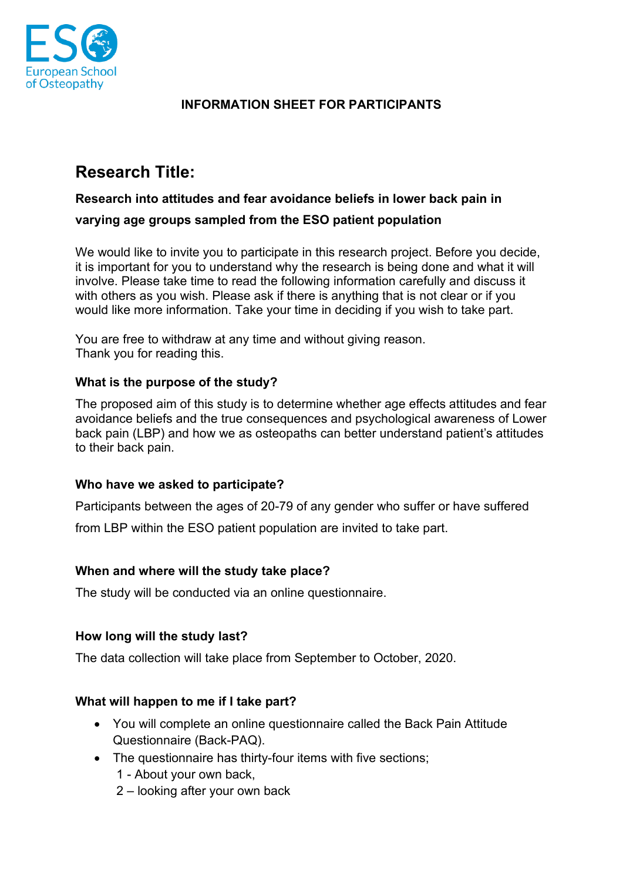ESO
European School of Osteopathy

**INFORMATION SHEET FOR PARTICIPANTS**

## Research Title:

**Research into attitudes and fear avoidance beliefs in lower back pain in varying age groups sampled from the ESO patient population**

We would like to invite you to participate in this research project. Before you decide, it is important for you to understand why the research is being done and what it will involve. Please take time to read the following information carefully and discuss it with others as you wish. Please ask if there is anything that is not clear or if you would like more information. Take your time in deciding if you wish to take part.

You are free to withdraw at any time and without giving reason.
Thank you for reading this.

### What is the purpose of the study?

The proposed aim of this study is to determine whether age effects attitudes and fear avoidance beliefs and the true consequences and psychological awareness of Lower back pain (LBP) and how we as osteopaths can better understand patient's attitudes to their back pain.

### Who have we asked to participate?

Participants between the ages of 20-79 of any gender who suffer or have suffered from LBP within the ESO patient population are invited to take part.

### When and where will the study take place?

The study will be conducted via an online questionnaire.

### How long will the study last?

The data collection will take place from September to October, 2020.

### What will happen to me if I take part?

- You will complete an online questionnaire called the Back Pain Attitude Questionnaire (Back-PAQ).
- The questionnaire has thirty-four items with five sections;
  1 - About your own back,
  2 – looking after your own back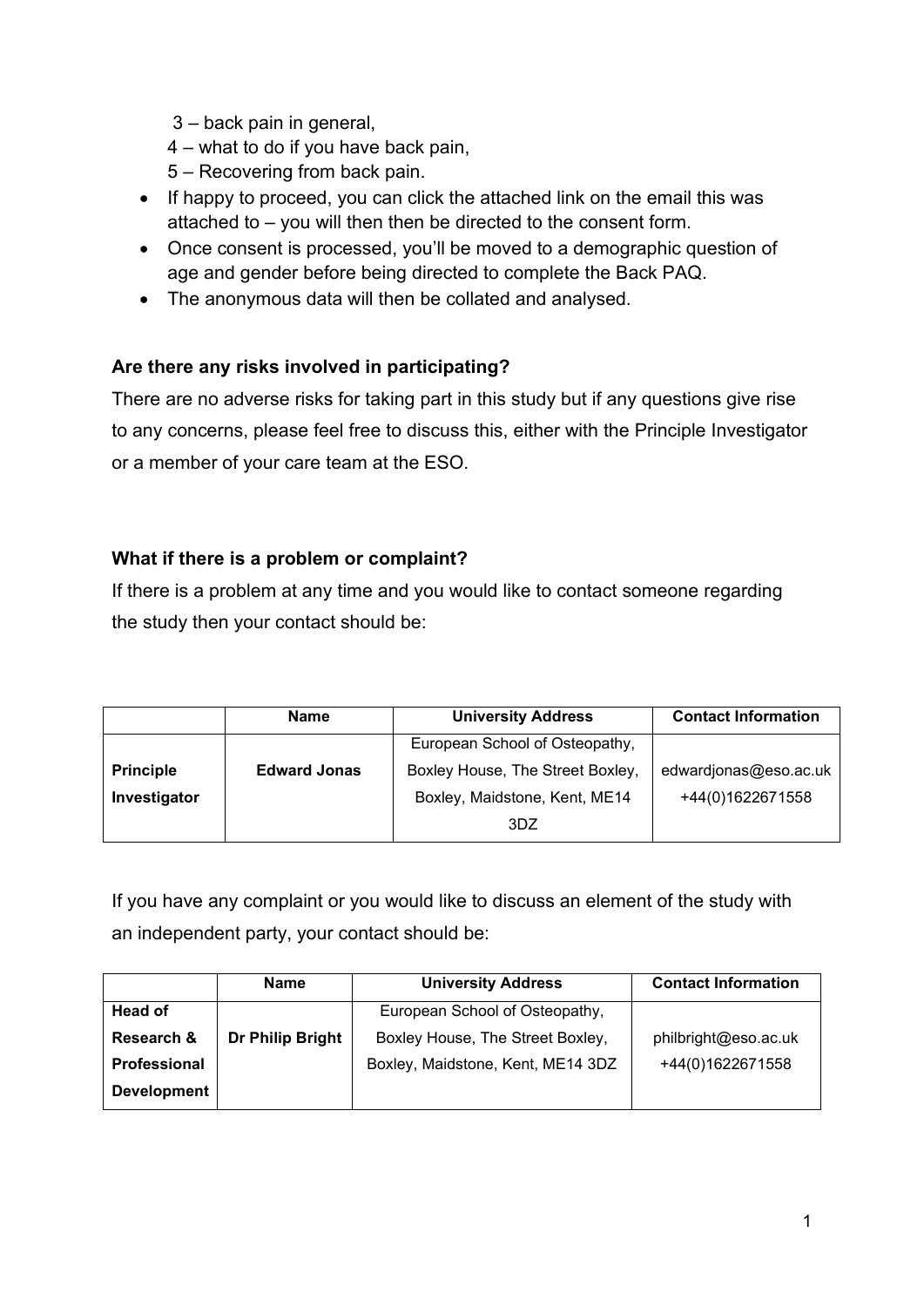3 – back pain in general,
4 – what to do if you have back pain,
5 – Recovering from back pain.

- If happy to proceed, you can click the attached link on the email this was attached to – you will then then be directed to the consent form.
- Once consent is processed, you'll be moved to a demographic question of age and gender before being directed to complete the Back PAQ.
- The anonymous data will then be collated and analysed.

**Are there any risks involved in participating?**

There are no adverse risks for taking part in this study but if any questions give rise to any concerns, please feel free to discuss this, either with the Principle Investigator or a member of your care team at the ESO.

**What if there is a problem or complaint?**

If there is a problem at any time and you would like to contact someone regarding the study then your contact should be:

| | Name | University Address | Contact Information |
|---|---|---|---|
| **Principle Investigator** | **Edward Jonas** | European School of Osteopathy, Boxley House, The Street Boxley, Boxley, Maidstone, Kent, ME14 3DZ | edwardjonas@eso.ac.uk +44(0)1622671558 |

If you have any complaint or you would like to discuss an element of the study with an independent party, your contact should be:

| | Name | University Address | Contact Information |
|---|---|---|---|
| **Head of Research & Professional Development** | **Dr Philip Bright** | European School of Osteopathy, Boxley House, The Street Boxley, Boxley, Maidstone, Kent, ME14 3DZ | philbright@eso.ac.uk +44(0)1622671558 |